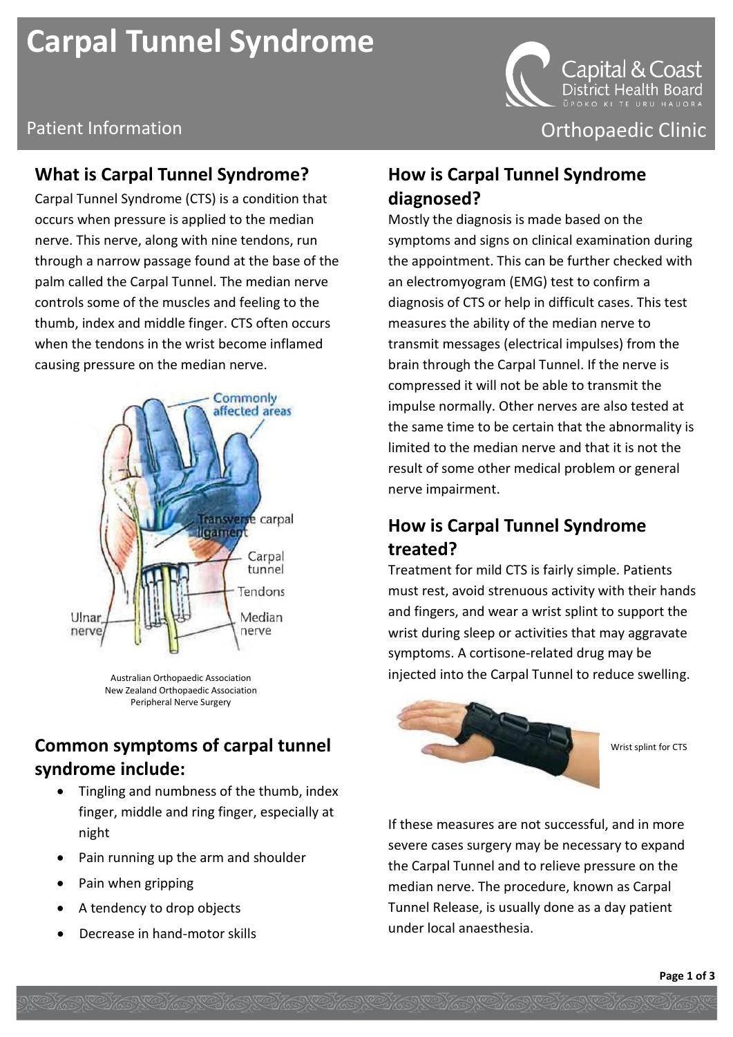# Carpal Tunnel Syndrome

Patient Information

Capital & Coast District Health Board
ŪPOKO KI TE URU HAUORA

Orthopaedic Clinic

## What is Carpal Tunnel Syndrome?

Carpal Tunnel Syndrome (CTS) is a condition that occurs when pressure is applied to the median nerve. This nerve, along with nine tendons, run through a narrow passage found at the base of the palm called the Carpal Tunnel. The median nerve controls some of the muscles and feeling to the thumb, index and middle finger. CTS often occurs when the tendons in the wrist become inflamed causing pressure on the median nerve.

Australian Orthopaedic Association
New Zealand Orthopaedic Association
Peripheral Nerve Surgery

## Common symptoms of carpal tunnel syndrome include:

- Tingling and numbness of the thumb, index finger, middle and ring finger, especially at night
- Pain running up the arm and shoulder
- Pain when gripping
- A tendency to drop objects
- Decrease in hand-motor skills

## How is Carpal Tunnel Syndrome diagnosed?

Mostly the diagnosis is made based on the symptoms and signs on clinical examination during the appointment. This can be further checked with an electromyogram (EMG) test to confirm a diagnosis of CTS or help in difficult cases. This test measures the ability of the median nerve to transmit messages (electrical impulses) from the brain through the Carpal Tunnel. If the nerve is compressed it will not be able to transmit the impulse normally. Other nerves are also tested at the same time to be certain that the abnormality is limited to the median nerve and that it is not the result of some other medical problem or general nerve impairment.

## How is Carpal Tunnel Syndrome treated?

Treatment for mild CTS is fairly simple. Patients must rest, avoid strenuous activity with their hands and fingers, and wear a wrist splint to support the wrist during sleep or activities that may aggravate symptoms. A cortisone-related drug may be injected into the Carpal Tunnel to reduce swelling.

Wrist splint for CTS

If these measures are not successful, and in more severe cases surgery may be necessary to expand the Carpal Tunnel and to relieve pressure on the median nerve. The procedure, known as Carpal Tunnel Release, is usually done as a day patient under local anaesthesia.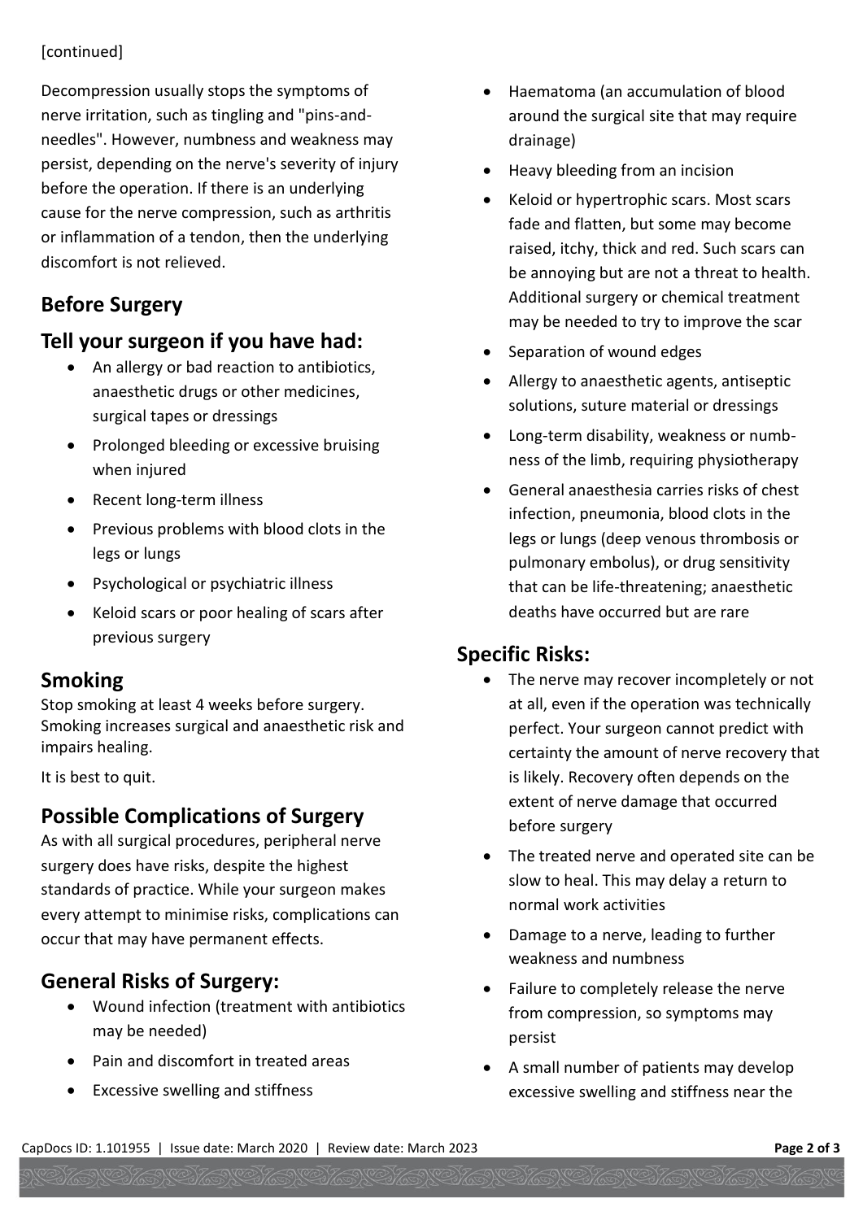[continued]

Decompression usually stops the symptoms of nerve irritation, such as tingling and "pins-and-needles". However, numbness and weakness may persist, depending on the nerve's severity of injury before the operation. If there is an underlying cause for the nerve compression, such as arthritis or inflammation of a tendon, then the underlying discomfort is not relieved.

## Before Surgery

## Tell your surgeon if you have had:

- An allergy or bad reaction to antibiotics, anaesthetic drugs or other medicines, surgical tapes or dressings
- Prolonged bleeding or excessive bruising when injured
- Recent long-term illness
- Previous problems with blood clots in the legs or lungs
- Psychological or psychiatric illness
- Keloid scars or poor healing of scars after previous surgery

## Smoking

Stop smoking at least 4 weeks before surgery. Smoking increases surgical and anaesthetic risk and impairs healing.

It is best to quit.

## Possible Complications of Surgery

As with all surgical procedures, peripheral nerve surgery does have risks, despite the highest standards of practice. While your surgeon makes every attempt to minimise risks, complications can occur that may have permanent effects.

## General Risks of Surgery:

- Wound infection (treatment with antibiotics may be needed)
- Pain and discomfort in treated areas
- Excessive swelling and stiffness
- Haematoma (an accumulation of blood around the surgical site that may require drainage)
- Heavy bleeding from an incision
- Keloid or hypertrophic scars. Most scars fade and flatten, but some may become raised, itchy, thick and red. Such scars can be annoying but are not a threat to health. Additional surgery or chemical treatment may be needed to try to improve the scar
- Separation of wound edges
- Allergy to anaesthetic agents, antiseptic solutions, suture material or dressings
- Long-term disability, weakness or numbness of the limb, requiring physiotherapy
- General anaesthesia carries risks of chest infection, pneumonia, blood clots in the legs or lungs (deep venous thrombosis or pulmonary embolus), or drug sensitivity that can be life-threatening; anaesthetic deaths have occurred but are rare

## Specific Risks:

- The nerve may recover incompletely or not at all, even if the operation was technically perfect. Your surgeon cannot predict with certainty the amount of nerve recovery that is likely. Recovery often depends on the extent of nerve damage that occurred before surgery
- The treated nerve and operated site can be slow to heal. This may delay a return to normal work activities
- Damage to a nerve, leading to further weakness and numbness
- Failure to completely release the nerve from compression, so symptoms may persist
- A small number of patients may develop excessive swelling and stiffness near the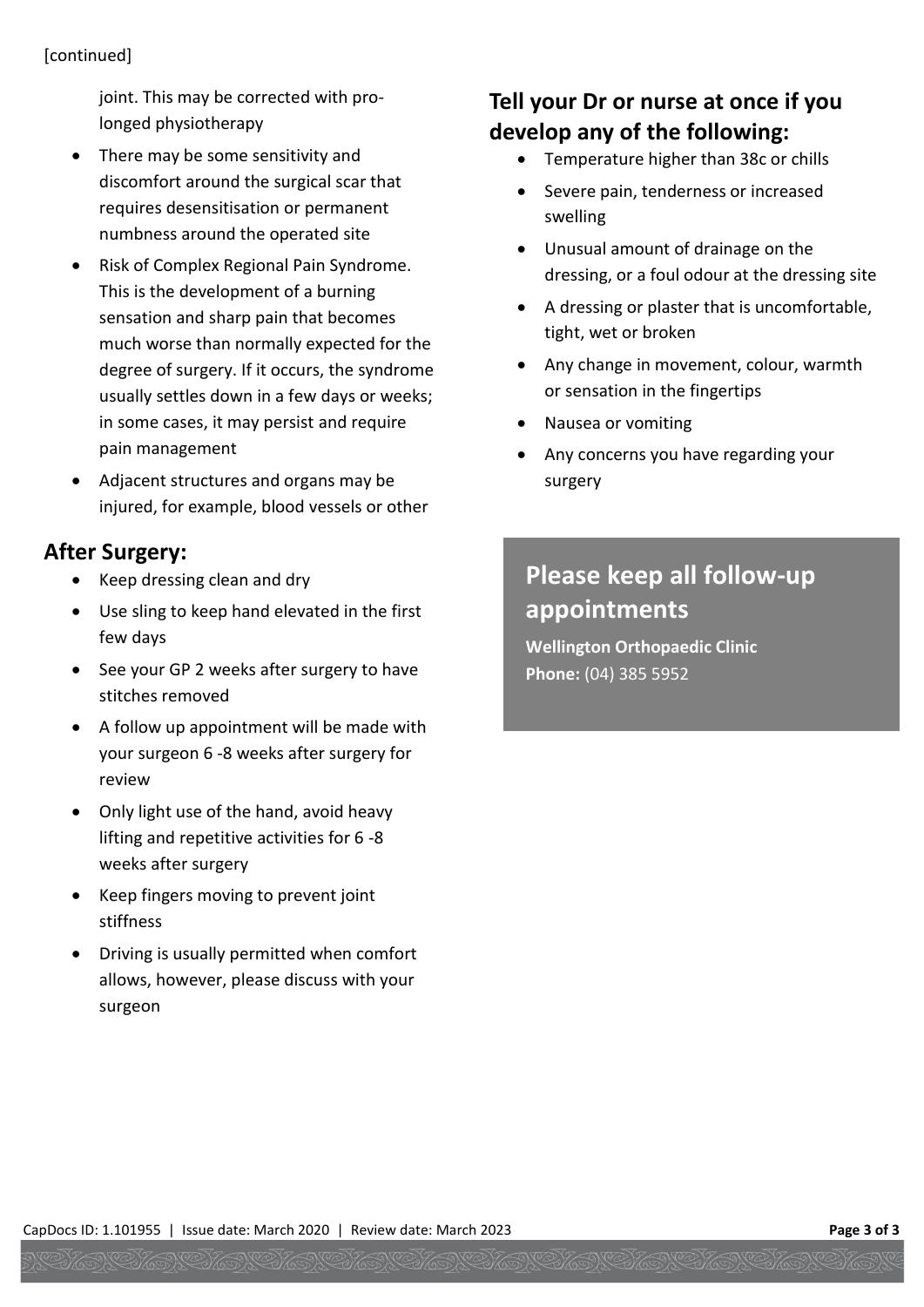[continued]

joint. This may be corrected with pro-longed physiotherapy

- There may be some sensitivity and discomfort around the surgical scar that requires desensitisation or permanent numbness around the operated site
- Risk of Complex Regional Pain Syndrome. This is the development of a burning sensation and sharp pain that becomes much worse than normally expected for the degree of surgery. If it occurs, the syndrome usually settles down in a few days or weeks; in some cases, it may persist and require pain management
- Adjacent structures and organs may be injured, for example, blood vessels or other

## After Surgery:

- Keep dressing clean and dry
- Use sling to keep hand elevated in the first few days
- See your GP 2 weeks after surgery to have stitches removed
- A follow up appointment will be made with your surgeon 6 -8 weeks after surgery for review
- Only light use of the hand, avoid heavy lifting and repetitive activities for 6 -8 weeks after surgery
- Keep fingers moving to prevent joint stiffness
- Driving is usually permitted when comfort allows, however, please discuss with your surgeon

## Tell your Dr or nurse at once if you develop any of the following:

- Temperature higher than 38c or chills
- Severe pain, tenderness or increased swelling
- Unusual amount of drainage on the dressing, or a foul odour at the dressing site
- A dressing or plaster that is uncomfortable, tight, wet or broken
- Any change in movement, colour, warmth or sensation in the fingertips
- Nausea or vomiting
- Any concerns you have regarding your surgery

## Please keep all follow-up appointments

**Wellington Orthopaedic Clinic**
**Phone:** (04) 385 5952

CapDocs ID: 1.101955 | Issue date: March 2020 | Review date: March 2023